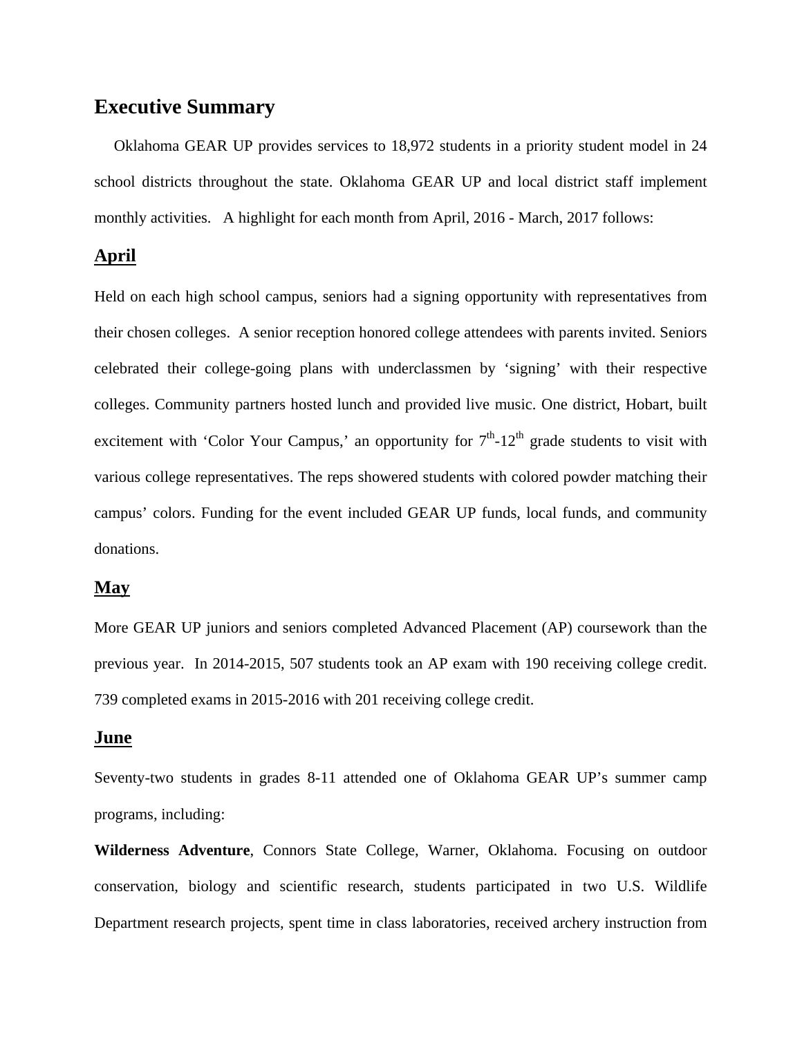# Executive Summary

Oklahoma GEAR UP provides services to 18,972 students in a priority student model in 24 school districts throughout the state. Oklahoma GEAR UP and local district staff implement monthly activities. A highlight for each month from April, 2016 - March, 2017 follows:

## April

Held on each high school campus, seniors had a signing opportunity with representatives from their chosen colleges. A senior reception honored college attendees with parents invited. Seniors celebrated their college-going plans with underclassmen by 'signing' with their respective colleges. Community partners hosted lunch and provided live music. One district, Hobart, built excitement with 'Color Your Campus,' an opportunity for 7th-12th grade students to visit with various college representatives. The reps showered students with colored powder matching their campus' colors. Funding for the event included GEAR UP funds, local funds, and community donations.

## May

More GEAR UP juniors and seniors completed Advanced Placement (AP) coursework than the previous year. In 2014-2015, 507 students took an AP exam with 190 receiving college credit. 739 completed exams in 2015-2016 with 201 receiving college credit.

## June

Seventy-two students in grades 8-11 attended one of Oklahoma GEAR UP's summer camp programs, including:

**Wilderness Adventure**, Connors State College, Warner, Oklahoma. Focusing on outdoor conservation, biology and scientific research, students participated in two U.S. Wildlife Department research projects, spent time in class laboratories, received archery instruction from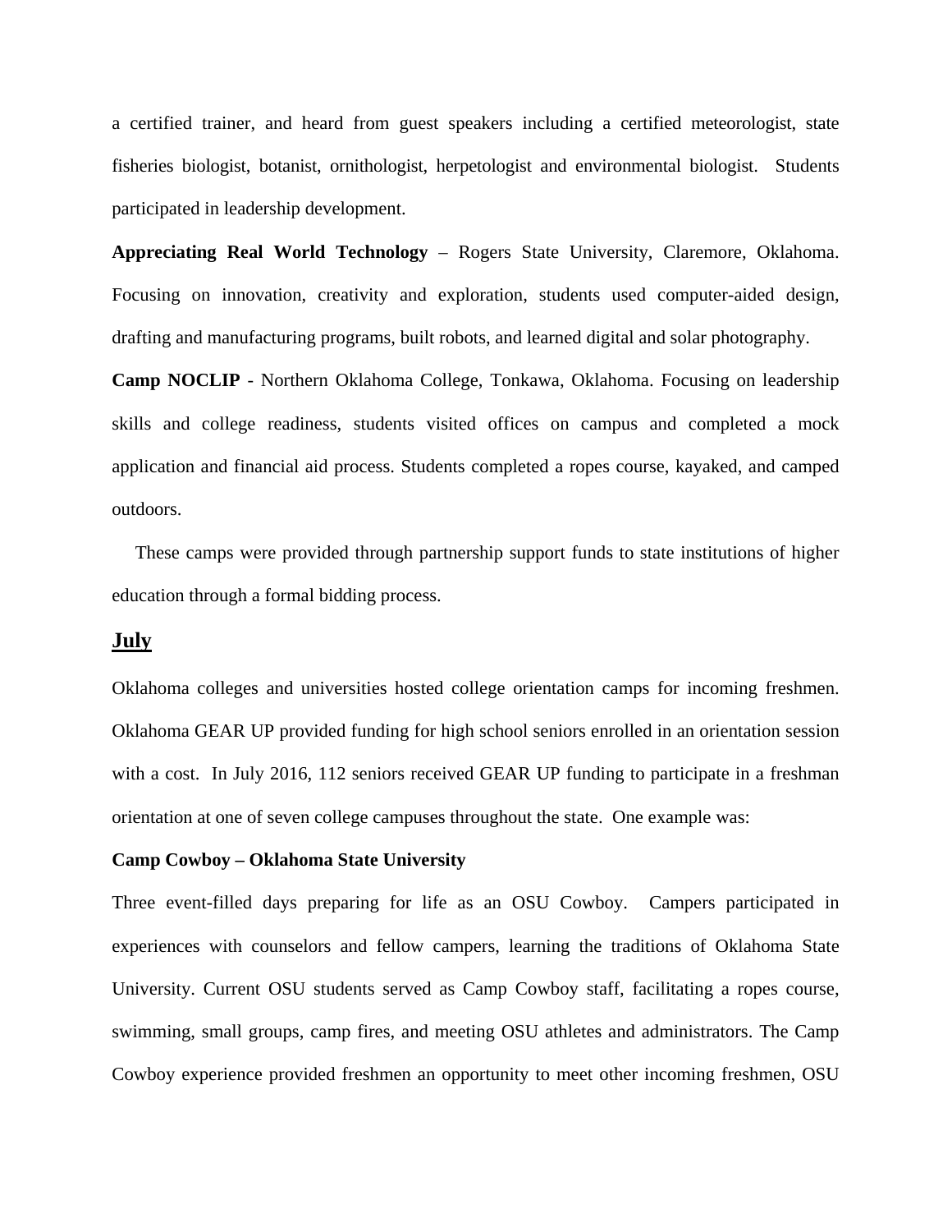a certified trainer, and heard from guest speakers including a certified meteorologist, state fisheries biologist, botanist, ornithologist, herpetologist and environmental biologist. Students participated in leadership development.

**Appreciating Real World Technology** – Rogers State University, Claremore, Oklahoma. Focusing on innovation, creativity and exploration, students used computer-aided design, drafting and manufacturing programs, built robots, and learned digital and solar photography.

**Camp NOCLIP** - Northern Oklahoma College, Tonkawa, Oklahoma. Focusing on leadership skills and college readiness, students visited offices on campus and completed a mock application and financial aid process. Students completed a ropes course, kayaked, and camped outdoors.

These camps were provided through partnership support funds to state institutions of higher education through a formal bidding process.

## July

Oklahoma colleges and universities hosted college orientation camps for incoming freshmen. Oklahoma GEAR UP provided funding for high school seniors enrolled in an orientation session with a cost. In July 2016, 112 seniors received GEAR UP funding to participate in a freshman orientation at one of seven college campuses throughout the state. One example was:

**Camp Cowboy – Oklahoma State University**

Three event-filled days preparing for life as an OSU Cowboy. Campers participated in experiences with counselors and fellow campers, learning the traditions of Oklahoma State University. Current OSU students served as Camp Cowboy staff, facilitating a ropes course, swimming, small groups, camp fires, and meeting OSU athletes and administrators. The Camp Cowboy experience provided freshmen an opportunity to meet other incoming freshmen, OSU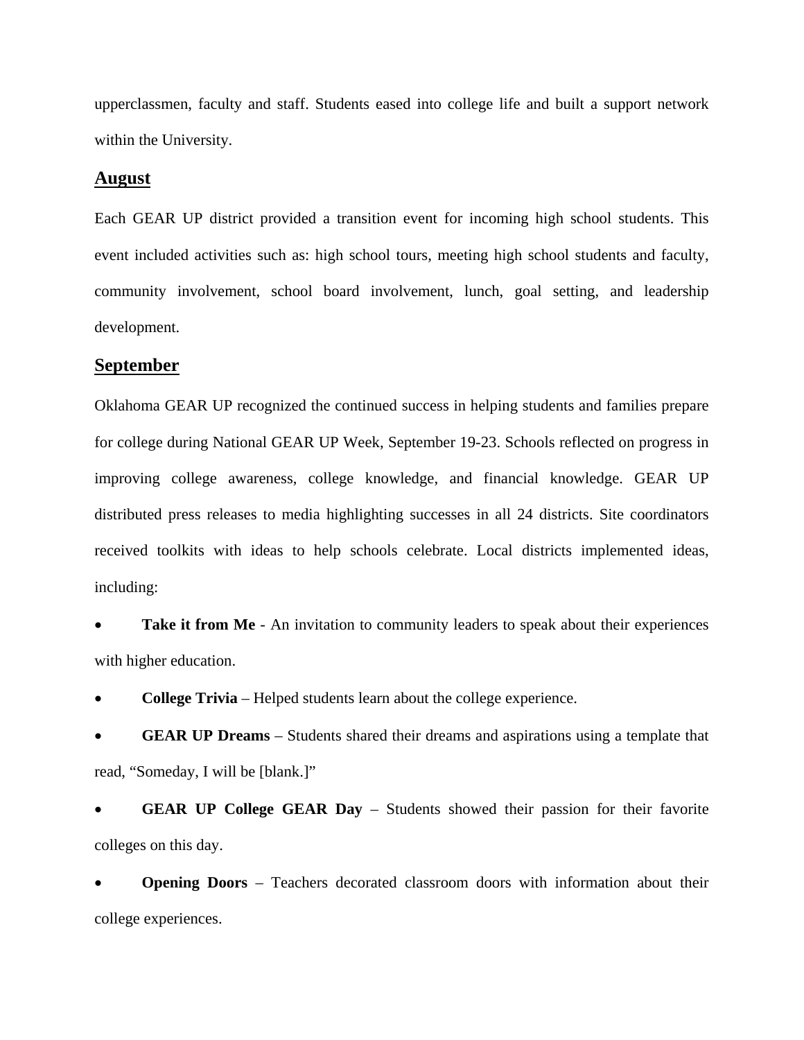upperclassmen, faculty and staff. Students eased into college life and built a support network within the University.

## August

Each GEAR UP district provided a transition event for incoming high school students. This event included activities such as: high school tours, meeting high school students and faculty, community involvement, school board involvement, lunch, goal setting, and leadership development.

## September

Oklahoma GEAR UP recognized the continued success in helping students and families prepare for college during National GEAR UP Week, September 19-23. Schools reflected on progress in improving college awareness, college knowledge, and financial knowledge. GEAR UP distributed press releases to media highlighting successes in all 24 districts. Site coordinators received toolkits with ideas to help schools celebrate. Local districts implemented ideas, including:

- **Take it from Me** - An invitation to community leaders to speak about their experiences with higher education.
- **College Trivia** – Helped students learn about the college experience.
- **GEAR UP Dreams** – Students shared their dreams and aspirations using a template that read, "Someday, I will be [blank.]"
- **GEAR UP College GEAR Day** – Students showed their passion for their favorite colleges on this day.
- **Opening Doors** – Teachers decorated classroom doors with information about their college experiences.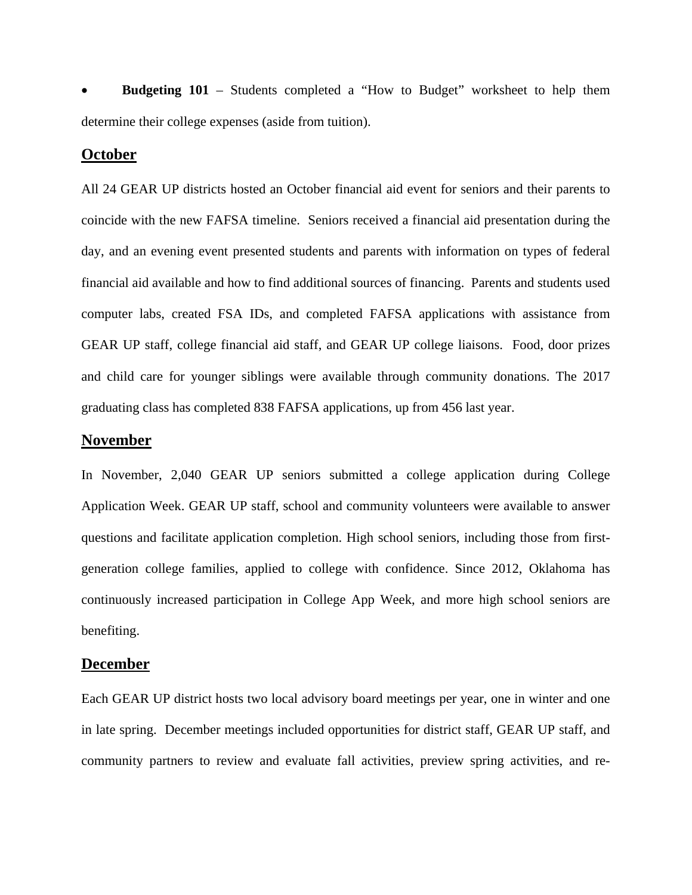- **Budgeting 101** – Students completed a "How to Budget" worksheet to help them determine their college expenses (aside from tuition).

## October

All 24 GEAR UP districts hosted an October financial aid event for seniors and their parents to coincide with the new FAFSA timeline. Seniors received a financial aid presentation during the day, and an evening event presented students and parents with information on types of federal financial aid available and how to find additional sources of financing. Parents and students used computer labs, created FSA IDs, and completed FAFSA applications with assistance from GEAR UP staff, college financial aid staff, and GEAR UP college liaisons. Food, door prizes and child care for younger siblings were available through community donations. The 2017 graduating class has completed 838 FAFSA applications, up from 456 last year.

## November

In November, 2,040 GEAR UP seniors submitted a college application during College Application Week. GEAR UP staff, school and community volunteers were available to answer questions and facilitate application completion. High school seniors, including those from first-generation college families, applied to college with confidence. Since 2012, Oklahoma has continuously increased participation in College App Week, and more high school seniors are benefiting.

## December

Each GEAR UP district hosts two local advisory board meetings per year, one in winter and one in late spring. December meetings included opportunities for district staff, GEAR UP staff, and community partners to review and evaluate fall activities, preview spring activities, and re-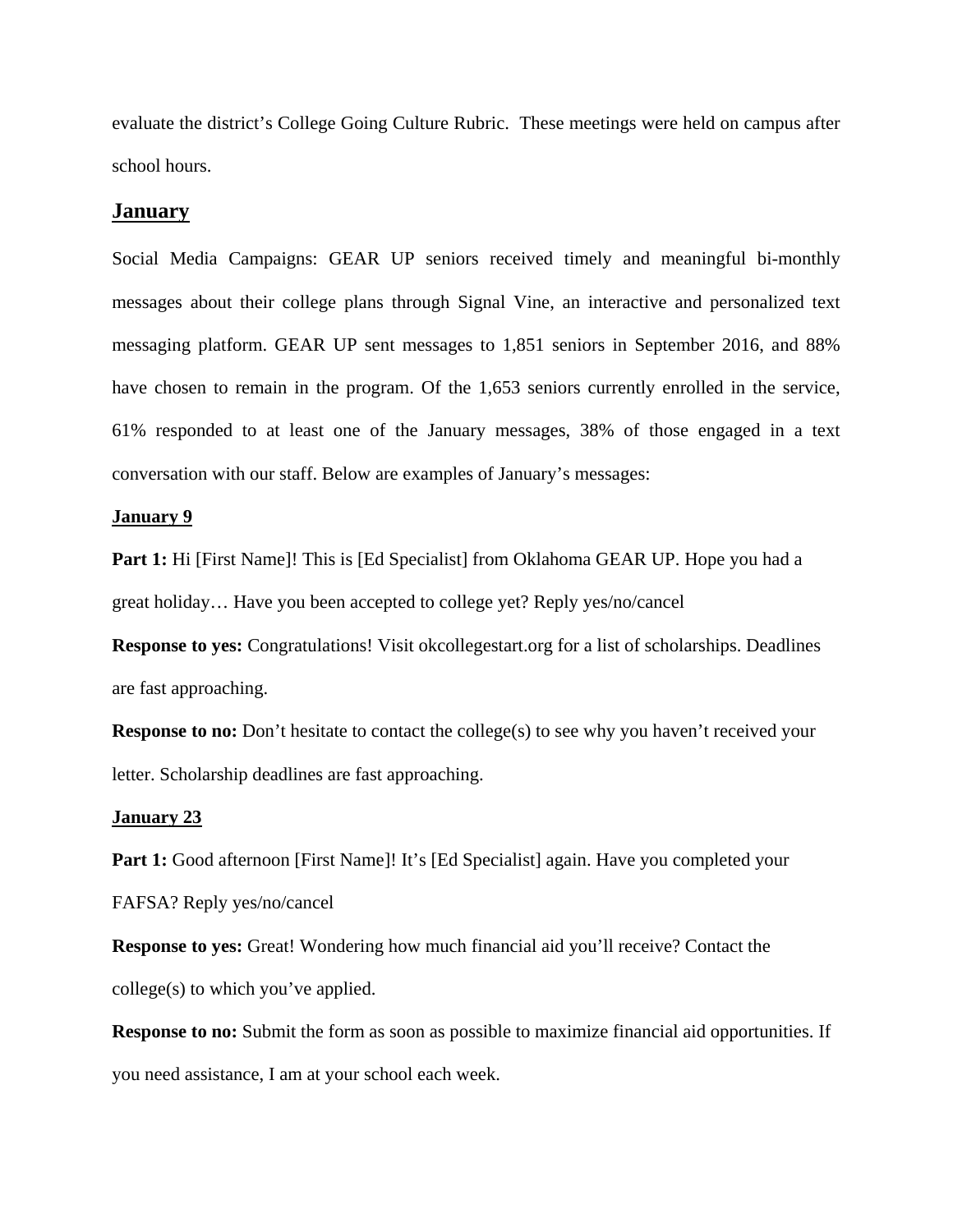evaluate the district's College Going Culture Rubric. These meetings were held on campus after school hours.

## January

Social Media Campaigns: GEAR UP seniors received timely and meaningful bi-monthly messages about their college plans through Signal Vine, an interactive and personalized text messaging platform. GEAR UP sent messages to 1,851 seniors in September 2016, and 88% have chosen to remain in the program. Of the 1,653 seniors currently enrolled in the service, 61% responded to at least one of the January messages, 38% of those engaged in a text conversation with our staff. Below are examples of January's messages:

### January 9

**Part 1:** Hi [First Name]! This is [Ed Specialist] from Oklahoma GEAR UP. Hope you had a great holiday… Have you been accepted to college yet? Reply yes/no/cancel

**Response to yes:** Congratulations! Visit okcollegestart.org for a list of scholarships. Deadlines are fast approaching.

**Response to no:** Don't hesitate to contact the college(s) to see why you haven't received your letter. Scholarship deadlines are fast approaching.

### January 23

**Part 1:** Good afternoon [First Name]! It's [Ed Specialist] again. Have you completed your FAFSA? Reply yes/no/cancel

**Response to yes:** Great! Wondering how much financial aid you'll receive? Contact the college(s) to which you've applied.

**Response to no:** Submit the form as soon as possible to maximize financial aid opportunities. If you need assistance, I am at your school each week.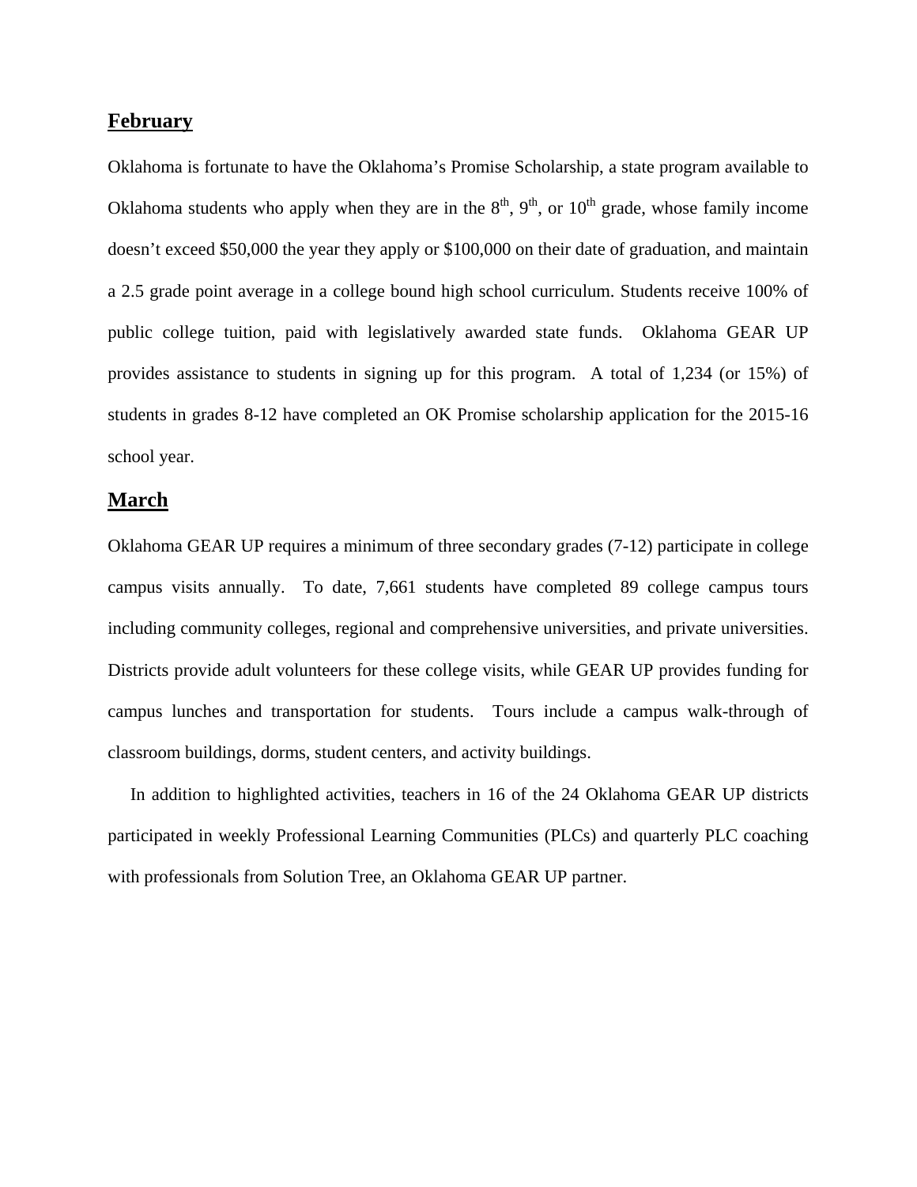## February

Oklahoma is fortunate to have the Oklahoma's Promise Scholarship, a state program available to Oklahoma students who apply when they are in the 8$^{th}$, 9$^{th}$, or 10$^{th}$ grade, whose family income doesn't exceed $50,000 the year they apply or $100,000 on their date of graduation, and maintain a 2.5 grade point average in a college bound high school curriculum. Students receive 100% of public college tuition, paid with legislatively awarded state funds. Oklahoma GEAR UP provides assistance to students in signing up for this program. A total of 1,234 (or 15%) of students in grades 8-12 have completed an OK Promise scholarship application for the 2015-16 school year.

## March

Oklahoma GEAR UP requires a minimum of three secondary grades (7-12) participate in college campus visits annually. To date, 7,661 students have completed 89 college campus tours including community colleges, regional and comprehensive universities, and private universities. Districts provide adult volunteers for these college visits, while GEAR UP provides funding for campus lunches and transportation for students. Tours include a campus walk-through of classroom buildings, dorms, student centers, and activity buildings.

In addition to highlighted activities, teachers in 16 of the 24 Oklahoma GEAR UP districts participated in weekly Professional Learning Communities (PLCs) and quarterly PLC coaching with professionals from Solution Tree, an Oklahoma GEAR UP partner.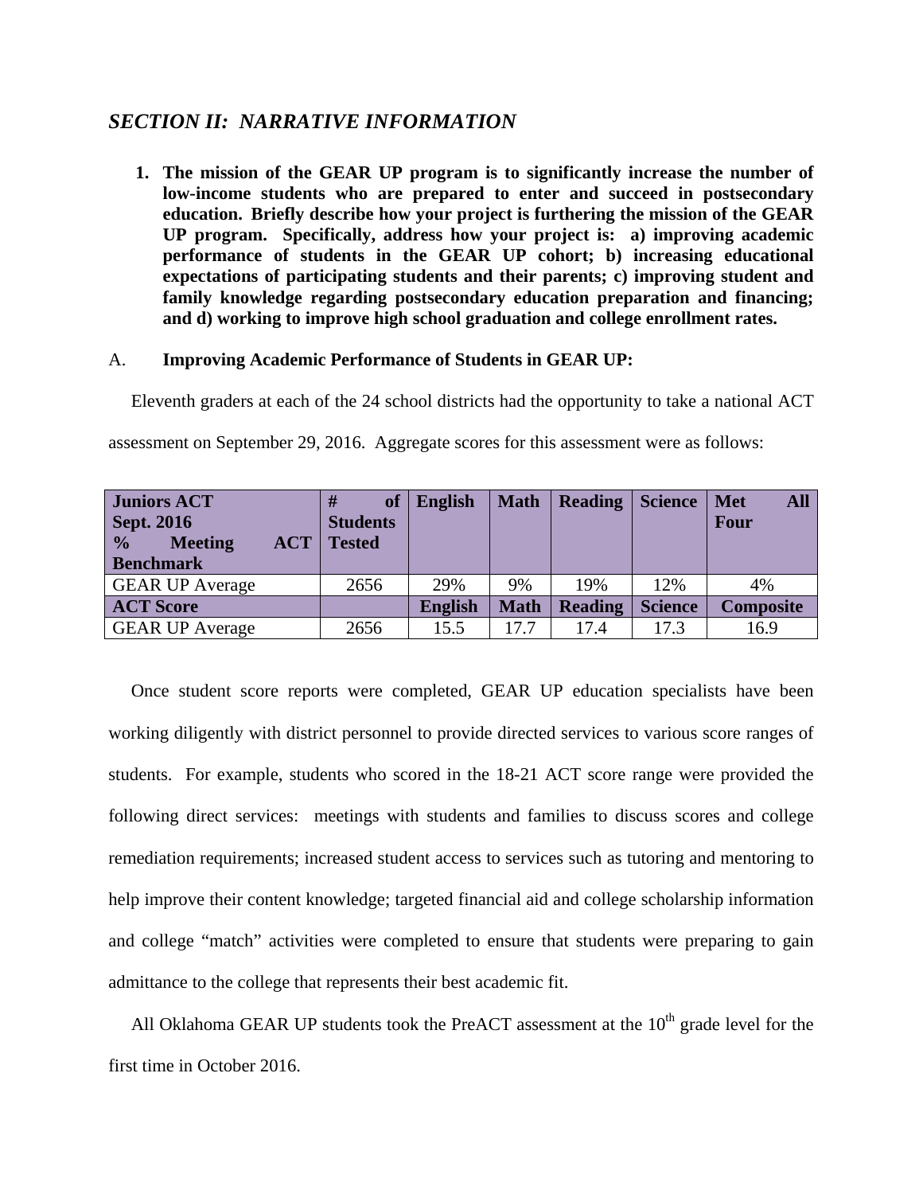## *SECTION II: NARRATIVE INFORMATION*

1. **The mission of the GEAR UP program is to significantly increase the number of low-income students who are prepared to enter and succeed in postsecondary education. Briefly describe how your project is furthering the mission of the GEAR UP program. Specifically, address how your project is: a) improving academic performance of students in the GEAR UP cohort; b) increasing educational expectations of participating students and their parents; c) improving student and family knowledge regarding postsecondary education preparation and financing; and d) working to improve high school graduation and college enrollment rates.**

A. **Improving Academic Performance of Students in GEAR UP:**

Eleventh graders at each of the 24 school districts had the opportunity to take a national ACT assessment on September 29, 2016. Aggregate scores for this assessment were as follows:

| **Juniors ACT Sept. 2016 % Meeting ACT Benchmark** | **# of Students Tested** | **English** | **Math** | **Reading** | **Science** | **Met All Four** |
|---|---|---|---|---|---|---|
| GEAR UP Average | 2656 | 29% | 9% | 19% | 12% | 4% |
| **ACT Score** | | **English** | **Math** | **Reading** | **Science** | **Composite** |
| GEAR UP Average | 2656 | 15.5 | 17.7 | 17.4 | 17.3 | 16.9 |

Once student score reports were completed, GEAR UP education specialists have been working diligently with district personnel to provide directed services to various score ranges of students. For example, students who scored in the 18-21 ACT score range were provided the following direct services: meetings with students and families to discuss scores and college remediation requirements; increased student access to services such as tutoring and mentoring to help improve their content knowledge; targeted financial aid and college scholarship information and college "match" activities were completed to ensure that students were preparing to gain admittance to the college that represents their best academic fit.

All Oklahoma GEAR UP students took the PreACT assessment at the 10th grade level for the first time in October 2016.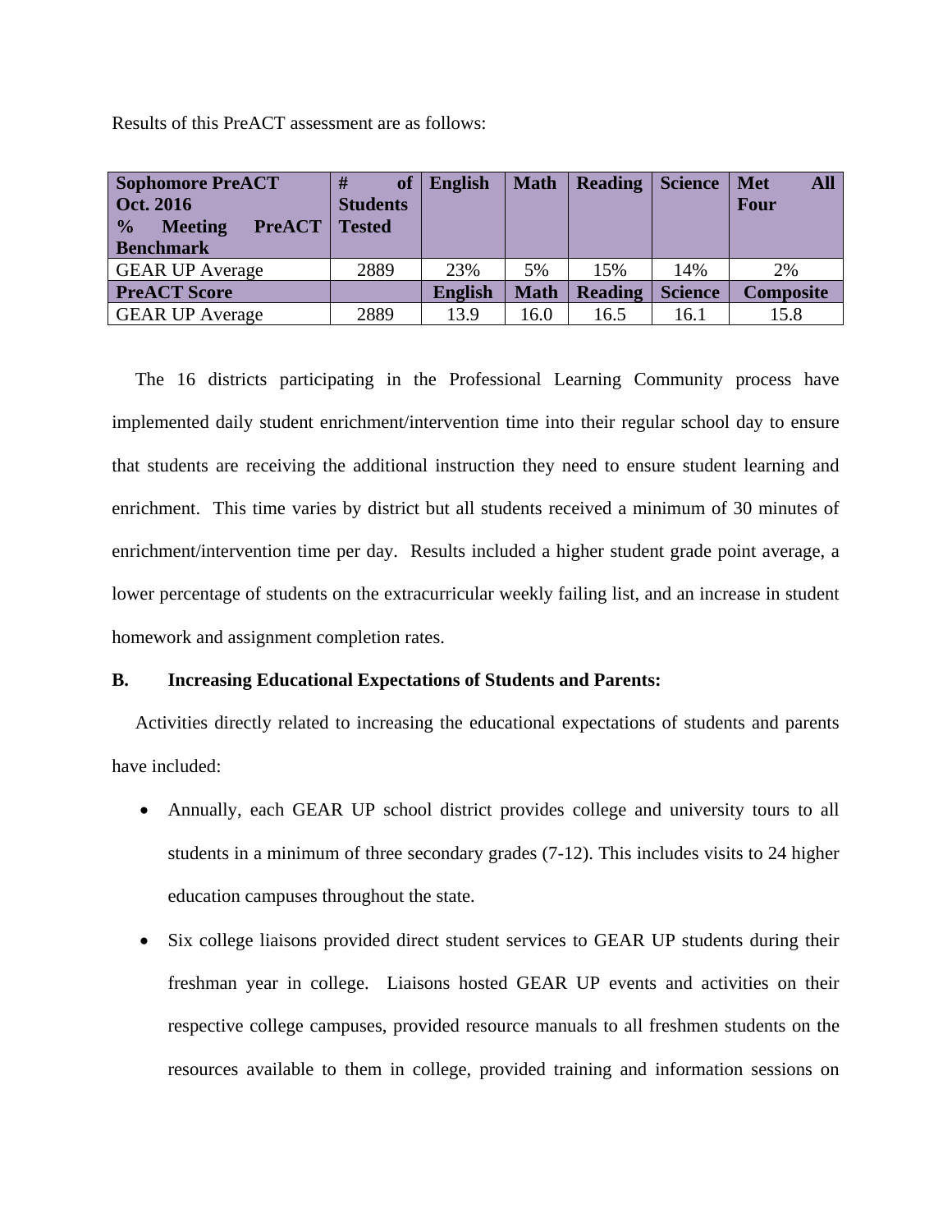Results of this PreACT assessment are as follows:

| Sophomore PreACT Oct. 2016 % Meeting PreACT Benchmark | # of Students Tested | English | Math | Reading | Science | Met All Four |
| --- | --- | --- | --- | --- | --- | --- |
| GEAR UP Average | 2889 | 23% | 5% | 15% | 14% | 2% |
| **PreACT Score** | | **English** | **Math** | **Reading** | **Science** | **Composite** |
| GEAR UP Average | 2889 | 13.9 | 16.0 | 16.5 | 16.1 | 15.8 |

The 16 districts participating in the Professional Learning Community process have implemented daily student enrichment/intervention time into their regular school day to ensure that students are receiving the additional instruction they need to ensure student learning and enrichment. This time varies by district but all students received a minimum of 30 minutes of enrichment/intervention time per day. Results included a higher student grade point average, a lower percentage of students on the extracurricular weekly failing list, and an increase in student homework and assignment completion rates.

**B. Increasing Educational Expectations of Students and Parents:**

Activities directly related to increasing the educational expectations of students and parents have included:

- Annually, each GEAR UP school district provides college and university tours to all students in a minimum of three secondary grades (7-12). This includes visits to 24 higher education campuses throughout the state.
- Six college liaisons provided direct student services to GEAR UP students during their freshman year in college. Liaisons hosted GEAR UP events and activities on their respective college campuses, provided resource manuals to all freshmen students on the resources available to them in college, provided training and information sessions on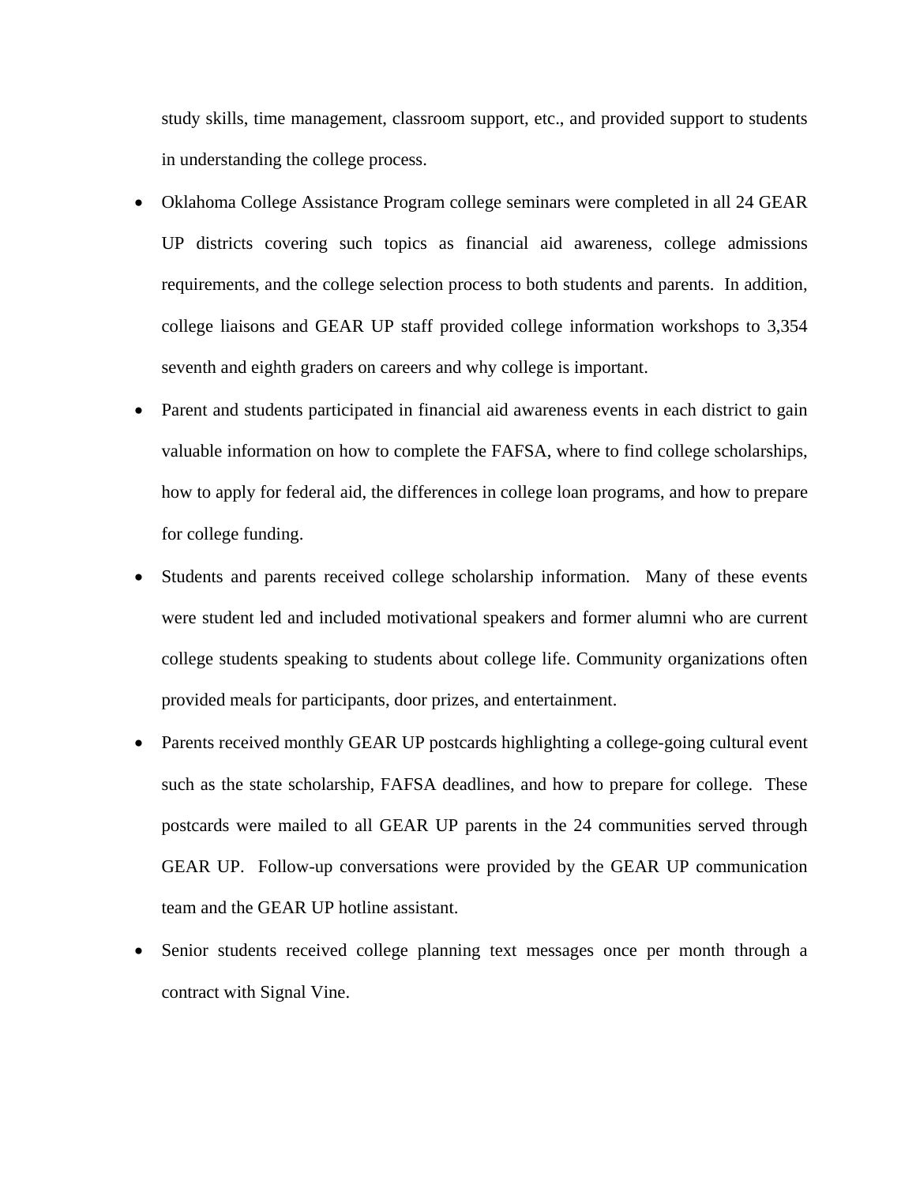study skills, time management, classroom support, etc., and provided support to students in understanding the college process.

- Oklahoma College Assistance Program college seminars were completed in all 24 GEAR UP districts covering such topics as financial aid awareness, college admissions requirements, and the college selection process to both students and parents. In addition, college liaisons and GEAR UP staff provided college information workshops to 3,354 seventh and eighth graders on careers and why college is important.
- Parent and students participated in financial aid awareness events in each district to gain valuable information on how to complete the FAFSA, where to find college scholarships, how to apply for federal aid, the differences in college loan programs, and how to prepare for college funding.
- Students and parents received college scholarship information. Many of these events were student led and included motivational speakers and former alumni who are current college students speaking to students about college life. Community organizations often provided meals for participants, door prizes, and entertainment.
- Parents received monthly GEAR UP postcards highlighting a college-going cultural event such as the state scholarship, FAFSA deadlines, and how to prepare for college. These postcards were mailed to all GEAR UP parents in the 24 communities served through GEAR UP. Follow-up conversations were provided by the GEAR UP communication team and the GEAR UP hotline assistant.
- Senior students received college planning text messages once per month through a contract with Signal Vine.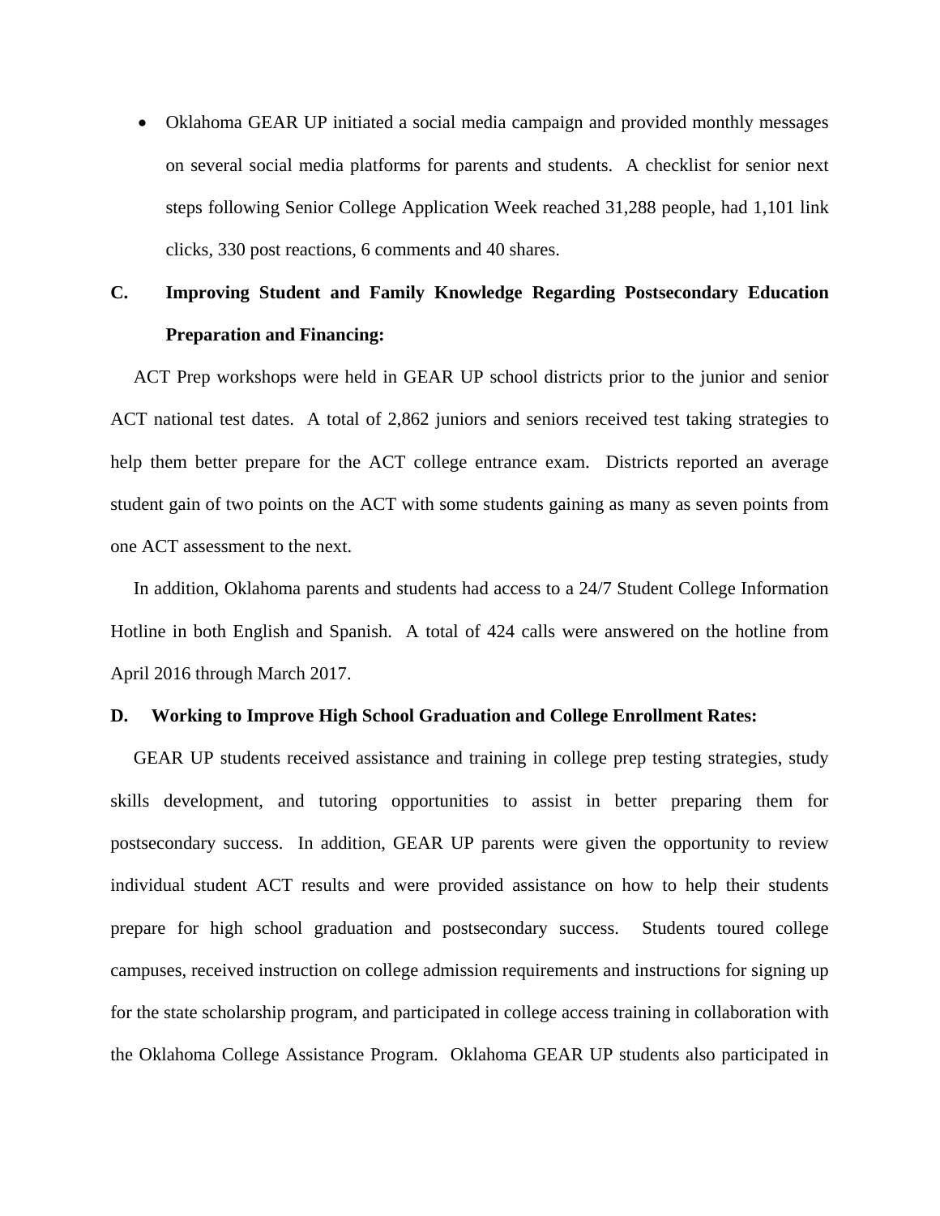- Oklahoma GEAR UP initiated a social media campaign and provided monthly messages on several social media platforms for parents and students. A checklist for senior next steps following Senior College Application Week reached 31,288 people, had 1,101 link clicks, 330 post reactions, 6 comments and 40 shares.

## C. Improving Student and Family Knowledge Regarding Postsecondary Education Preparation and Financing:

ACT Prep workshops were held in GEAR UP school districts prior to the junior and senior ACT national test dates. A total of 2,862 juniors and seniors received test taking strategies to help them better prepare for the ACT college entrance exam. Districts reported an average student gain of two points on the ACT with some students gaining as many as seven points from one ACT assessment to the next.

In addition, Oklahoma parents and students had access to a 24/7 Student College Information Hotline in both English and Spanish. A total of 424 calls were answered on the hotline from April 2016 through March 2017.

## D. Working to Improve High School Graduation and College Enrollment Rates:

GEAR UP students received assistance and training in college prep testing strategies, study skills development, and tutoring opportunities to assist in better preparing them for postsecondary success. In addition, GEAR UP parents were given the opportunity to review individual student ACT results and were provided assistance on how to help their students prepare for high school graduation and postsecondary success. Students toured college campuses, received instruction on college admission requirements and instructions for signing up for the state scholarship program, and participated in college access training in collaboration with the Oklahoma College Assistance Program. Oklahoma GEAR UP students also participated in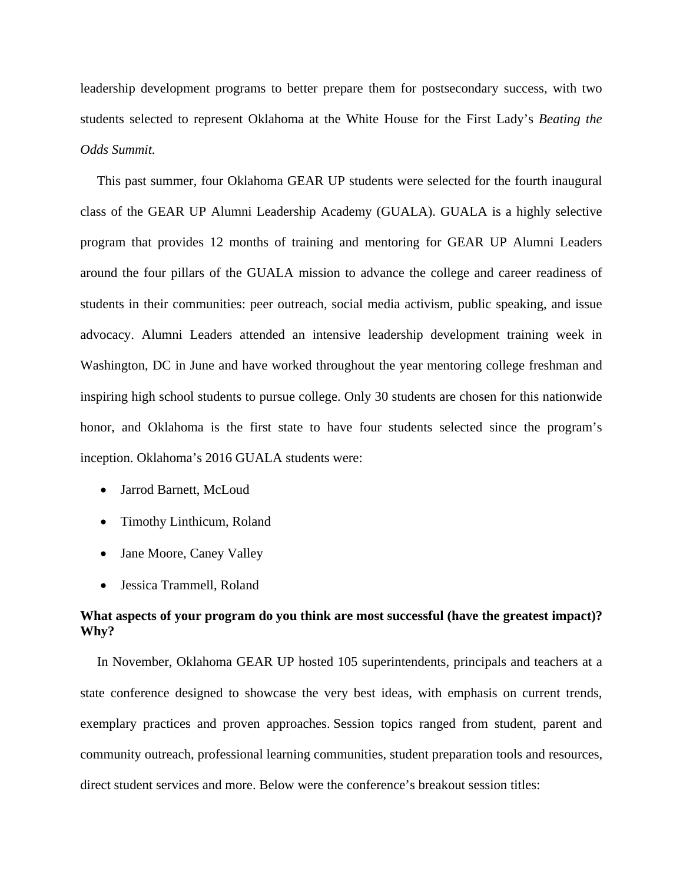leadership development programs to better prepare them for postsecondary success, with two students selected to represent Oklahoma at the White House for the First Lady's *Beating the Odds Summit.*

This past summer, four Oklahoma GEAR UP students were selected for the fourth inaugural class of the GEAR UP Alumni Leadership Academy (GUALA). GUALA is a highly selective program that provides 12 months of training and mentoring for GEAR UP Alumni Leaders around the four pillars of the GUALA mission to advance the college and career readiness of students in their communities: peer outreach, social media activism, public speaking, and issue advocacy. Alumni Leaders attended an intensive leadership development training week in Washington, DC in June and have worked throughout the year mentoring college freshman and inspiring high school students to pursue college. Only 30 students are chosen for this nationwide honor, and Oklahoma is the first state to have four students selected since the program's inception. Oklahoma's 2016 GUALA students were:

- Jarrod Barnett, McLoud
- Timothy Linthicum, Roland
- Jane Moore, Caney Valley
- Jessica Trammell, Roland

**What aspects of your program do you think are most successful (have the greatest impact)? Why?**

In November, Oklahoma GEAR UP hosted 105 superintendents, principals and teachers at a state conference designed to showcase the very best ideas, with emphasis on current trends, exemplary practices and proven approaches. Session topics ranged from student, parent and community outreach, professional learning communities, student preparation tools and resources, direct student services and more. Below were the conference's breakout session titles: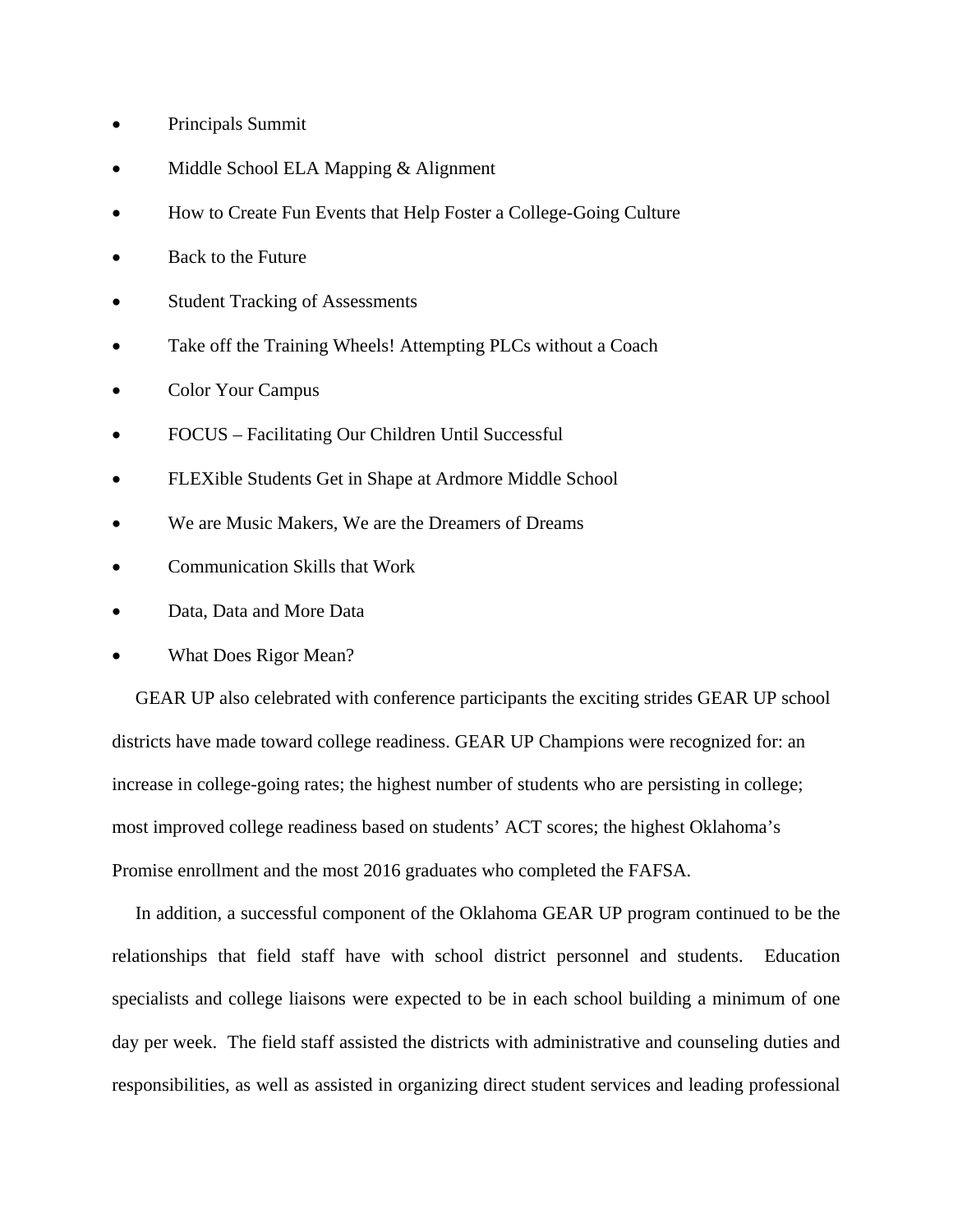- Principals Summit
- Middle School ELA Mapping & Alignment
- How to Create Fun Events that Help Foster a College-Going Culture
- Back to the Future
- Student Tracking of Assessments
- Take off the Training Wheels! Attempting PLCs without a Coach
- Color Your Campus
- FOCUS – Facilitating Our Children Until Successful
- FLEXible Students Get in Shape at Ardmore Middle School
- We are Music Makers, We are the Dreamers of Dreams
- Communication Skills that Work
- Data, Data and More Data
- What Does Rigor Mean?

GEAR UP also celebrated with conference participants the exciting strides GEAR UP school districts have made toward college readiness. GEAR UP Champions were recognized for: an increase in college-going rates; the highest number of students who are persisting in college; most improved college readiness based on students' ACT scores; the highest Oklahoma's Promise enrollment and the most 2016 graduates who completed the FAFSA.

In addition, a successful component of the Oklahoma GEAR UP program continued to be the relationships that field staff have with school district personnel and students. Education specialists and college liaisons were expected to be in each school building a minimum of one day per week. The field staff assisted the districts with administrative and counseling duties and responsibilities, as well as assisted in organizing direct student services and leading professional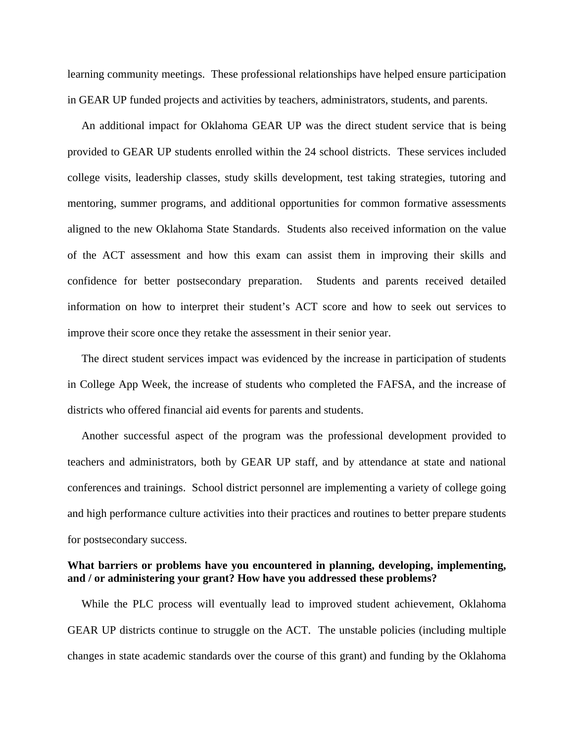learning community meetings. These professional relationships have helped ensure participation in GEAR UP funded projects and activities by teachers, administrators, students, and parents.

An additional impact for Oklahoma GEAR UP was the direct student service that is being provided to GEAR UP students enrolled within the 24 school districts. These services included college visits, leadership classes, study skills development, test taking strategies, tutoring and mentoring, summer programs, and additional opportunities for common formative assessments aligned to the new Oklahoma State Standards. Students also received information on the value of the ACT assessment and how this exam can assist them in improving their skills and confidence for better postsecondary preparation. Students and parents received detailed information on how to interpret their student's ACT score and how to seek out services to improve their score once they retake the assessment in their senior year.

The direct student services impact was evidenced by the increase in participation of students in College App Week, the increase of students who completed the FAFSA, and the increase of districts who offered financial aid events for parents and students.

Another successful aspect of the program was the professional development provided to teachers and administrators, both by GEAR UP staff, and by attendance at state and national conferences and trainings. School district personnel are implementing a variety of college going and high performance culture activities into their practices and routines to better prepare students for postsecondary success.

**What barriers or problems have you encountered in planning, developing, implementing, and / or administering your grant? How have you addressed these problems?**

While the PLC process will eventually lead to improved student achievement, Oklahoma GEAR UP districts continue to struggle on the ACT. The unstable policies (including multiple changes in state academic standards over the course of this grant) and funding by the Oklahoma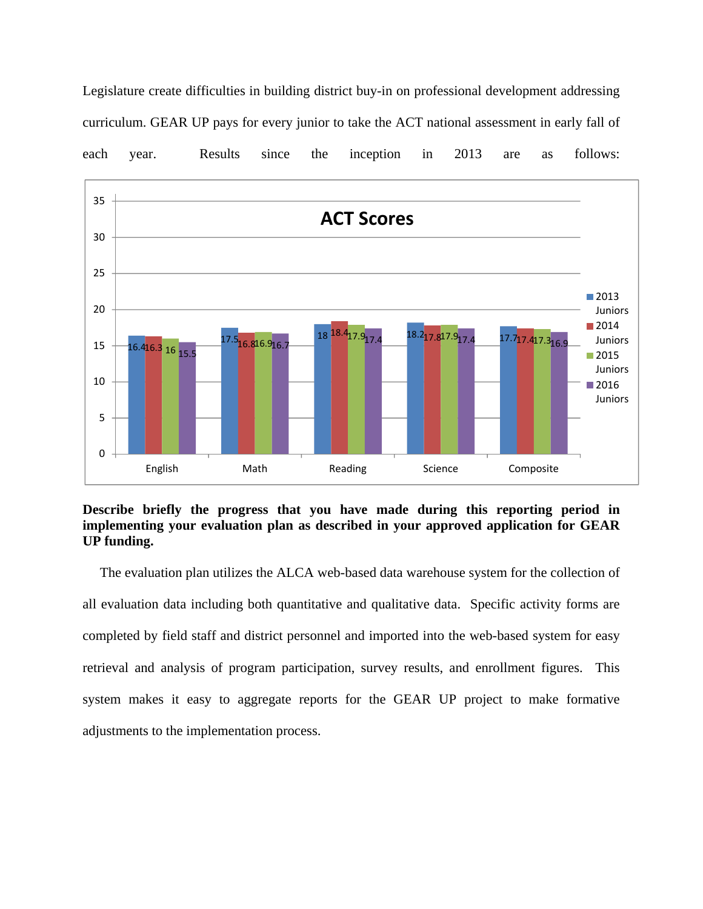Legislature create difficulties in building district buy-in on professional development addressing curriculum. GEAR UP pays for every junior to take the ACT national assessment in early fall of each year. Results since the inception in 2013 are as follows:

**ACT Scores**

| | 2013 Juniors | 2014 Juniors | 2015 Juniors | 2016 Juniors |
|---|---|---|---|---|
| English | 16.4 | 16.3 | 16 | 15.5 |
| Math | 17.5 | 16.8 | 16.9 | 16.7 |
| Reading | 18 | 18.4 | 17.9 | 17.4 |
| Science | 18.2 | 17.8 | 17.9 | 17.4 |
| Composite | 17.7 | 17.4 | 17.3 | 16.9 |

**Describe briefly the progress that you have made during this reporting period in implementing your evaluation plan as described in your approved application for GEAR UP funding.**

The evaluation plan utilizes the ALCA web-based data warehouse system for the collection of all evaluation data including both quantitative and qualitative data. Specific activity forms are completed by field staff and district personnel and imported into the web-based system for easy retrieval and analysis of program participation, survey results, and enrollment figures. This system makes it easy to aggregate reports for the GEAR UP project to make formative adjustments to the implementation process.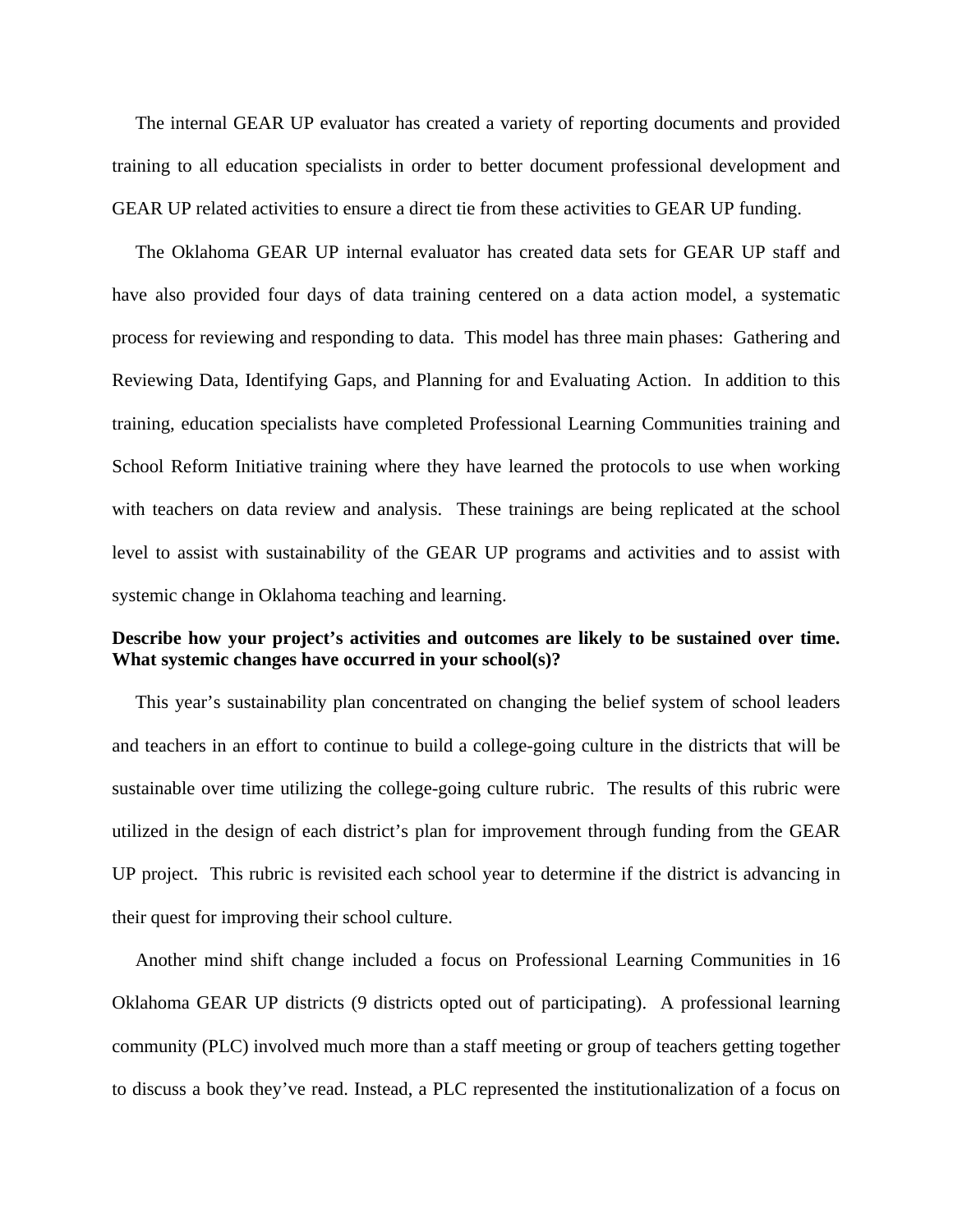The internal GEAR UP evaluator has created a variety of reporting documents and provided training to all education specialists in order to better document professional development and GEAR UP related activities to ensure a direct tie from these activities to GEAR UP funding.

The Oklahoma GEAR UP internal evaluator has created data sets for GEAR UP staff and have also provided four days of data training centered on a data action model, a systematic process for reviewing and responding to data. This model has three main phases: Gathering and Reviewing Data, Identifying Gaps, and Planning for and Evaluating Action. In addition to this training, education specialists have completed Professional Learning Communities training and School Reform Initiative training where they have learned the protocols to use when working with teachers on data review and analysis. These trainings are being replicated at the school level to assist with sustainability of the GEAR UP programs and activities and to assist with systemic change in Oklahoma teaching and learning.

**Describe how your project's activities and outcomes are likely to be sustained over time. What systemic changes have occurred in your school(s)?**

This year's sustainability plan concentrated on changing the belief system of school leaders and teachers in an effort to continue to build a college-going culture in the districts that will be sustainable over time utilizing the college-going culture rubric. The results of this rubric were utilized in the design of each district's plan for improvement through funding from the GEAR UP project. This rubric is revisited each school year to determine if the district is advancing in their quest for improving their school culture.

Another mind shift change included a focus on Professional Learning Communities in 16 Oklahoma GEAR UP districts (9 districts opted out of participating). A professional learning community (PLC) involved much more than a staff meeting or group of teachers getting together to discuss a book they've read. Instead, a PLC represented the institutionalization of a focus on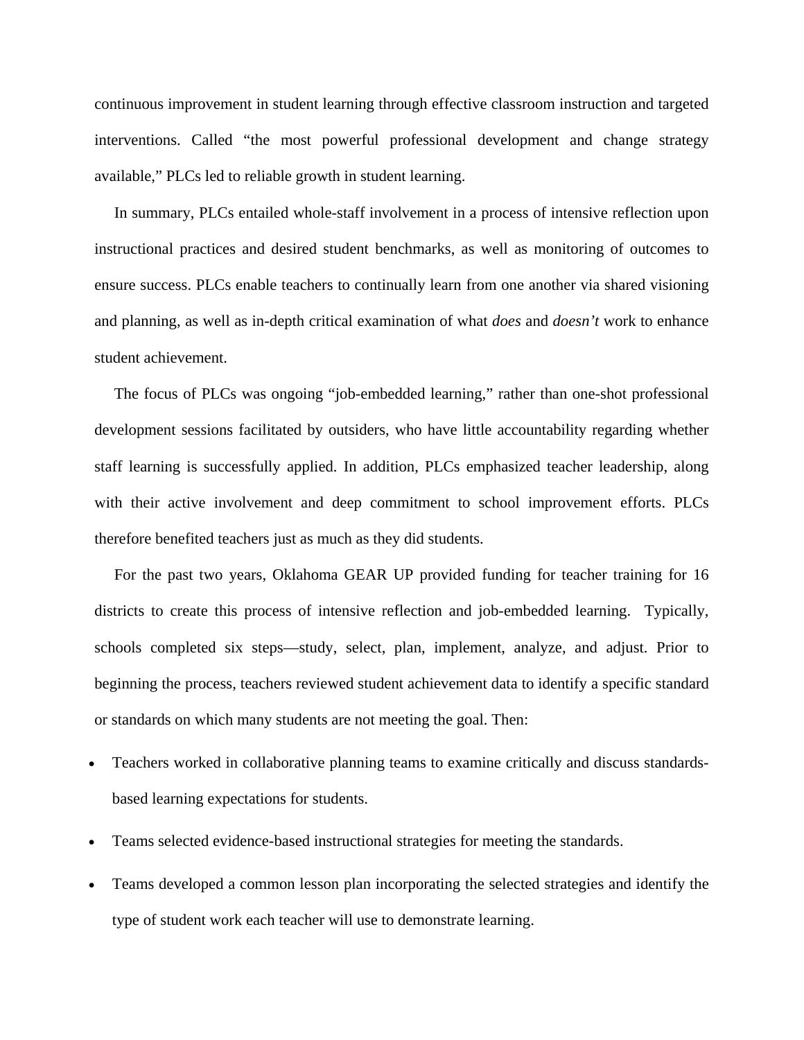continuous improvement in student learning through effective classroom instruction and targeted interventions. Called "the most powerful professional development and change strategy available," PLCs led to reliable growth in student learning.

In summary, PLCs entailed whole-staff involvement in a process of intensive reflection upon instructional practices and desired student benchmarks, as well as monitoring of outcomes to ensure success. PLCs enable teachers to continually learn from one another via shared visioning and planning, as well as in-depth critical examination of what *does* and *doesn't* work to enhance student achievement.

The focus of PLCs was ongoing "job-embedded learning," rather than one-shot professional development sessions facilitated by outsiders, who have little accountability regarding whether staff learning is successfully applied. In addition, PLCs emphasized teacher leadership, along with their active involvement and deep commitment to school improvement efforts. PLCs therefore benefited teachers just as much as they did students.

For the past two years, Oklahoma GEAR UP provided funding for teacher training for 16 districts to create this process of intensive reflection and job-embedded learning. Typically, schools completed six steps—study, select, plan, implement, analyze, and adjust. Prior to beginning the process, teachers reviewed student achievement data to identify a specific standard or standards on which many students are not meeting the goal. Then:

- Teachers worked in collaborative planning teams to examine critically and discuss standards-based learning expectations for students.
- Teams selected evidence-based instructional strategies for meeting the standards.
- Teams developed a common lesson plan incorporating the selected strategies and identify the type of student work each teacher will use to demonstrate learning.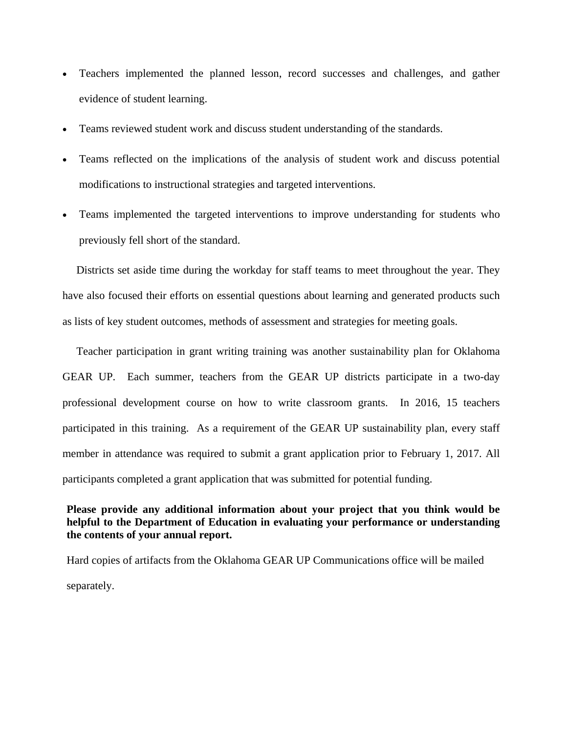- Teachers implemented the planned lesson, record successes and challenges, and gather evidence of student learning.
- Teams reviewed student work and discuss student understanding of the standards.
- Teams reflected on the implications of the analysis of student work and discuss potential modifications to instructional strategies and targeted interventions.
- Teams implemented the targeted interventions to improve understanding for students who previously fell short of the standard.

Districts set aside time during the workday for staff teams to meet throughout the year. They have also focused their efforts on essential questions about learning and generated products such as lists of key student outcomes, methods of assessment and strategies for meeting goals.

Teacher participation in grant writing training was another sustainability plan for Oklahoma GEAR UP. Each summer, teachers from the GEAR UP districts participate in a two-day professional development course on how to write classroom grants. In 2016, 15 teachers participated in this training. As a requirement of the GEAR UP sustainability plan, every staff member in attendance was required to submit a grant application prior to February 1, 2017. All participants completed a grant application that was submitted for potential funding.

**Please provide any additional information about your project that you think would be helpful to the Department of Education in evaluating your performance or understanding the contents of your annual report.**

Hard copies of artifacts from the Oklahoma GEAR UP Communications office will be mailed separately.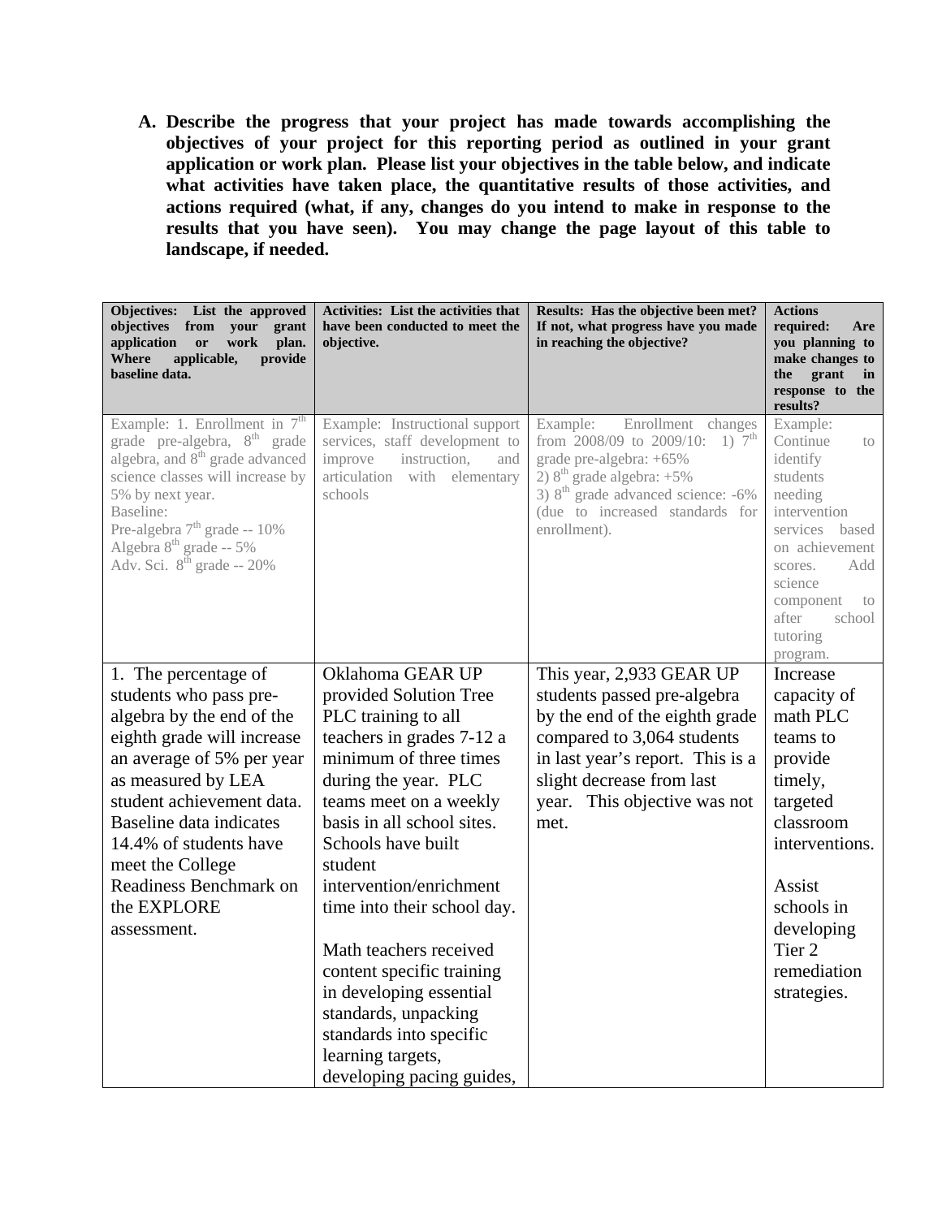A. **Describe the progress that your project has made towards accomplishing the objectives of your project for this reporting period as outlined in your grant application or work plan. Please list your objectives in the table below, and indicate what activities have taken place, the quantitative results of those activities, and actions required (what, if any, changes do you intend to make in response to the results that you have seen). You may change the page layout of this table to landscape, if needed.**

| Objectives: List the approved objectives from your grant application or work plan. Where applicable, provide baseline data. | Activities: List the activities that have been conducted to meet the objective. | Results: Has the objective been met? If not, what progress have you made in reaching the objective? | Actions required: Are you planning to make changes to the grant in response to the results? |
|---|---|---|---|
| Example: 1. Enrollment in 7th grade pre-algebra, 8th grade algebra, and 8th grade advanced science classes will increase by 5% by next year.<br>Baseline:<br>Pre-algebra 7th grade -- 10%<br>Algebra 8th grade -- 5%<br>Adv. Sci. 8th grade -- 20% | Example: Instructional support services, staff development to improve instruction, and articulation with elementary schools | Example: Enrollment changes from 2008/09 to 2009/10: 1) 7th grade pre-algebra: +65%<br>2) 8th grade algebra: +5%<br>3) 8th grade advanced science: -6% (due to increased standards for enrollment). | Example: Continue to identify students needing intervention services based on achievement scores. Add science component to after school tutoring program. |
| 1. The percentage of students who pass pre-algebra by the end of the eighth grade will increase an average of 5% per year as measured by LEA student achievement data. Baseline data indicates 14.4% of students have meet the College Readiness Benchmark on the EXPLORE assessment. | Oklahoma GEAR UP provided Solution Tree PLC training to all teachers in grades 7-12 a minimum of three times during the year. PLC teams meet on a weekly basis in all school sites. Schools have built student intervention/enrichment time into their school day.<br><br>Math teachers received content specific training in developing essential standards, unpacking standards into specific learning targets, developing pacing guides, | This year, 2,933 GEAR UP students passed pre-algebra by the end of the eighth grade compared to 3,064 students in last year's report. This is a slight decrease from last year. This objective was not met. | Increase capacity of math PLC teams to provide timely, targeted classroom interventions.<br><br>Assist schools in developing Tier 2 remediation strategies. |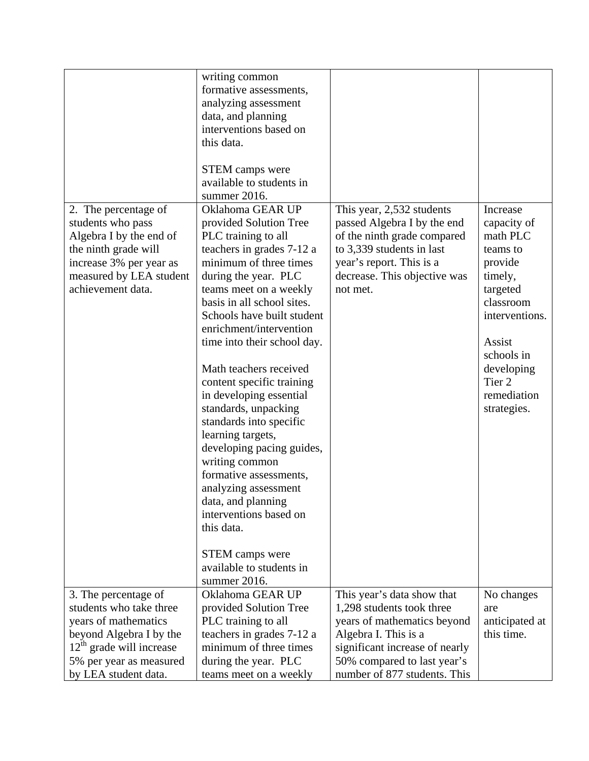| | | | |
|---|---|---|---|
| | writing common formative assessments, analyzing assessment data, and planning interventions based on this data.<br><br>STEM camps were available to students in summer 2016. | | |
| 2. The percentage of students who pass Algebra I by the end of the ninth grade will increase 3% per year as measured by LEA student achievement data. | Oklahoma GEAR UP provided Solution Tree PLC training to all teachers in grades 7-12 a minimum of three times during the year. PLC teams meet on a weekly basis in all school sites. Schools have built student enrichment/intervention time into their school day.<br><br>Math teachers received content specific training in developing essential standards, unpacking standards into specific learning targets, developing pacing guides, writing common formative assessments, analyzing assessment data, and planning interventions based on this data.<br><br>STEM camps were available to students in summer 2016. | This year, 2,532 students passed Algebra I by the end of the ninth grade compared to 3,339 students in last year's report. This is a decrease. This objective was not met. | Increase capacity of math PLC teams to provide timely, targeted classroom interventions.<br><br>Assist schools in developing Tier 2 remediation strategies. |
| 3. The percentage of students who take three years of mathematics beyond Algebra I by the 12th grade will increase 5% per year as measured by LEA student data. | Oklahoma GEAR UP provided Solution Tree PLC training to all teachers in grades 7-12 a minimum of three times during the year. PLC teams meet on a weekly | This year's data show that 1,298 students took three years of mathematics beyond Algebra I. This is a significant increase of nearly 50% compared to last year's number of 877 students. This | No changes are anticipated at this time. |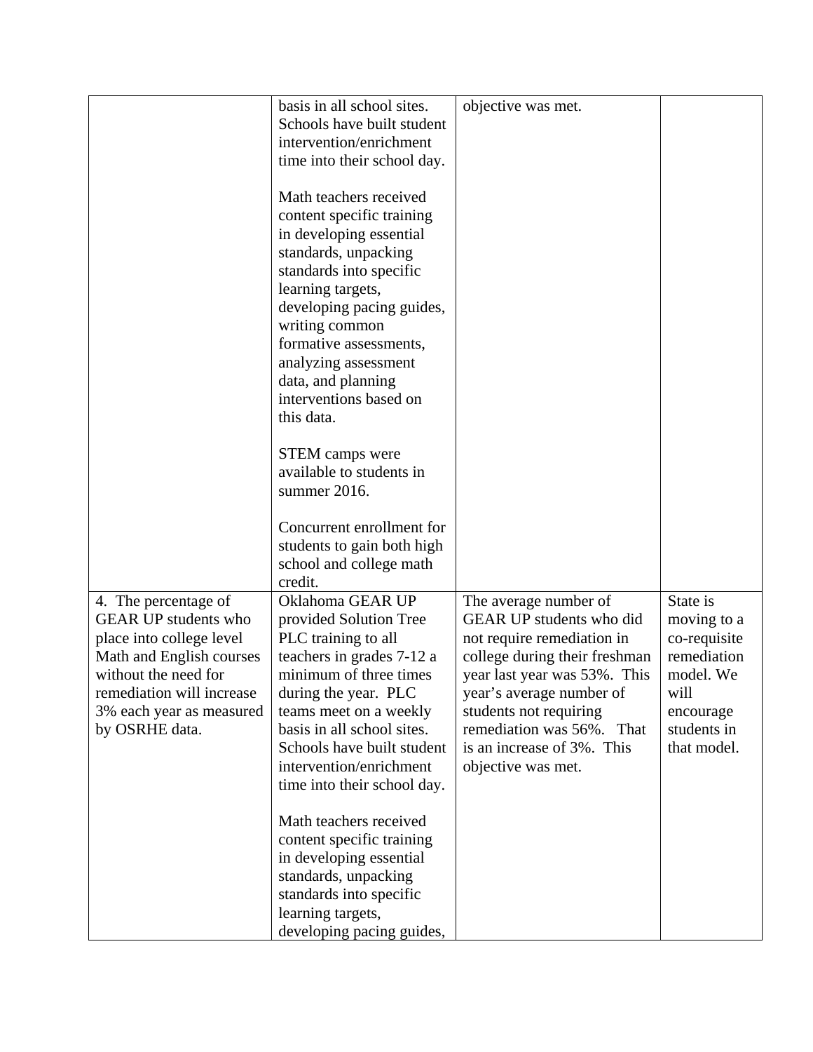| | | | |
|---|---|---|---|
| | basis in all school sites. Schools have built student intervention/enrichment time into their school day.<br><br>Math teachers received content specific training in developing essential standards, unpacking standards into specific learning targets, developing pacing guides, writing common formative assessments, analyzing assessment data, and planning interventions based on this data.<br><br>STEM camps were available to students in summer 2016.<br><br>Concurrent enrollment for students to gain both high school and college math credit. | objective was met. | |
| 4. The percentage of GEAR UP students who place into college level Math and English courses without the need for remediation will increase 3% each year as measured by OSRHE data. | Oklahoma GEAR UP provided Solution Tree PLC training to all teachers in grades 7-12 a minimum of three times during the year. PLC teams meet on a weekly basis in all school sites. Schools have built student intervention/enrichment time into their school day.<br><br>Math teachers received content specific training in developing essential standards, unpacking standards into specific learning targets, developing pacing guides, | The average number of GEAR UP students who did not require remediation in college during their freshman year last year was 53%. This year's average number of students not requiring remediation was 56%. That is an increase of 3%. This objective was met. | State is moving to a co-requisite remediation model. We will encourage students in that model. |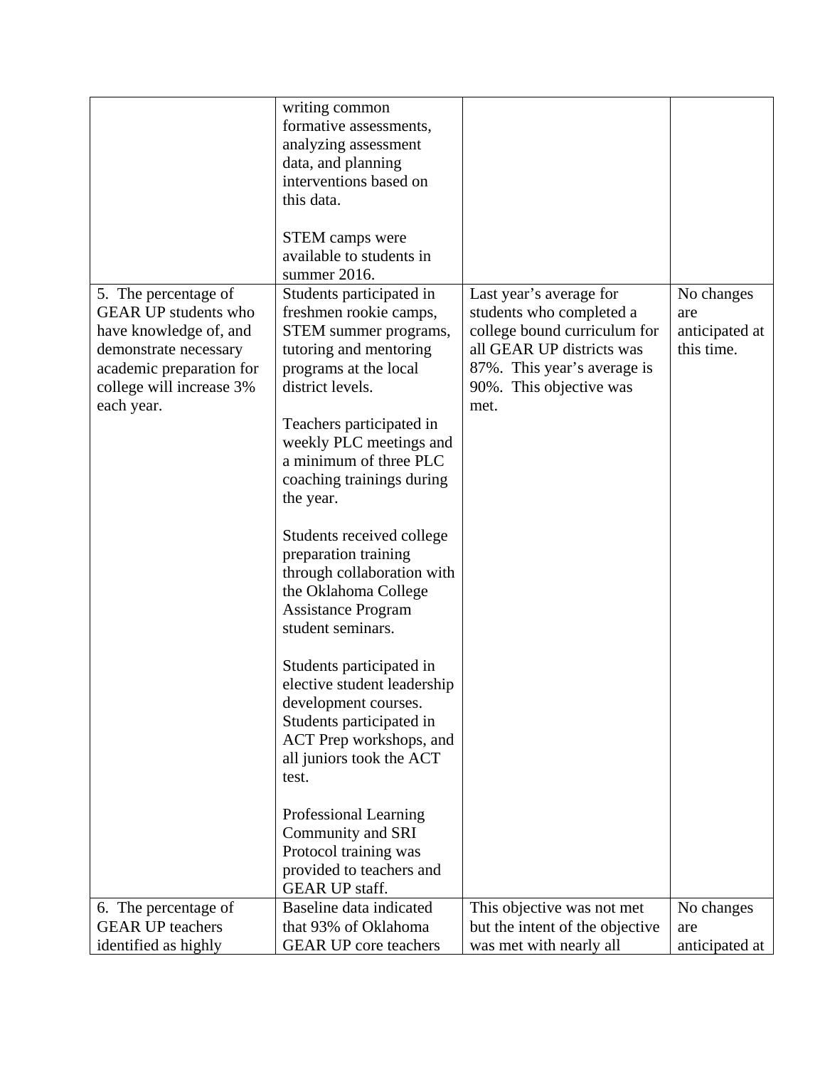| | | | |
|---|---|---|---|
| | writing common formative assessments, analyzing assessment data, and planning interventions based on this data.<br><br>STEM camps were available to students in summer 2016. | | |
| 5. The percentage of GEAR UP students who have knowledge of, and demonstrate necessary academic preparation for college will increase 3% each year. | Students participated in freshmen rookie camps, STEM summer programs, tutoring and mentoring programs at the local district levels.<br><br>Teachers participated in weekly PLC meetings and a minimum of three PLC coaching trainings during the year.<br><br>Students received college preparation training through collaboration with the Oklahoma College Assistance Program student seminars.<br><br>Students participated in elective student leadership development courses. Students participated in ACT Prep workshops, and all juniors took the ACT test.<br><br>Professional Learning Community and SRI Protocol training was provided to teachers and GEAR UP staff. | Last year's average for students who completed a college bound curriculum for all GEAR UP districts was 87%. This year's average is 90%. This objective was met. | No changes are anticipated at this time. |
| 6. The percentage of GEAR UP teachers identified as highly | Baseline data indicated that 93% of Oklahoma GEAR UP core teachers | This objective was not met but the intent of the objective was met with nearly all | No changes are anticipated at |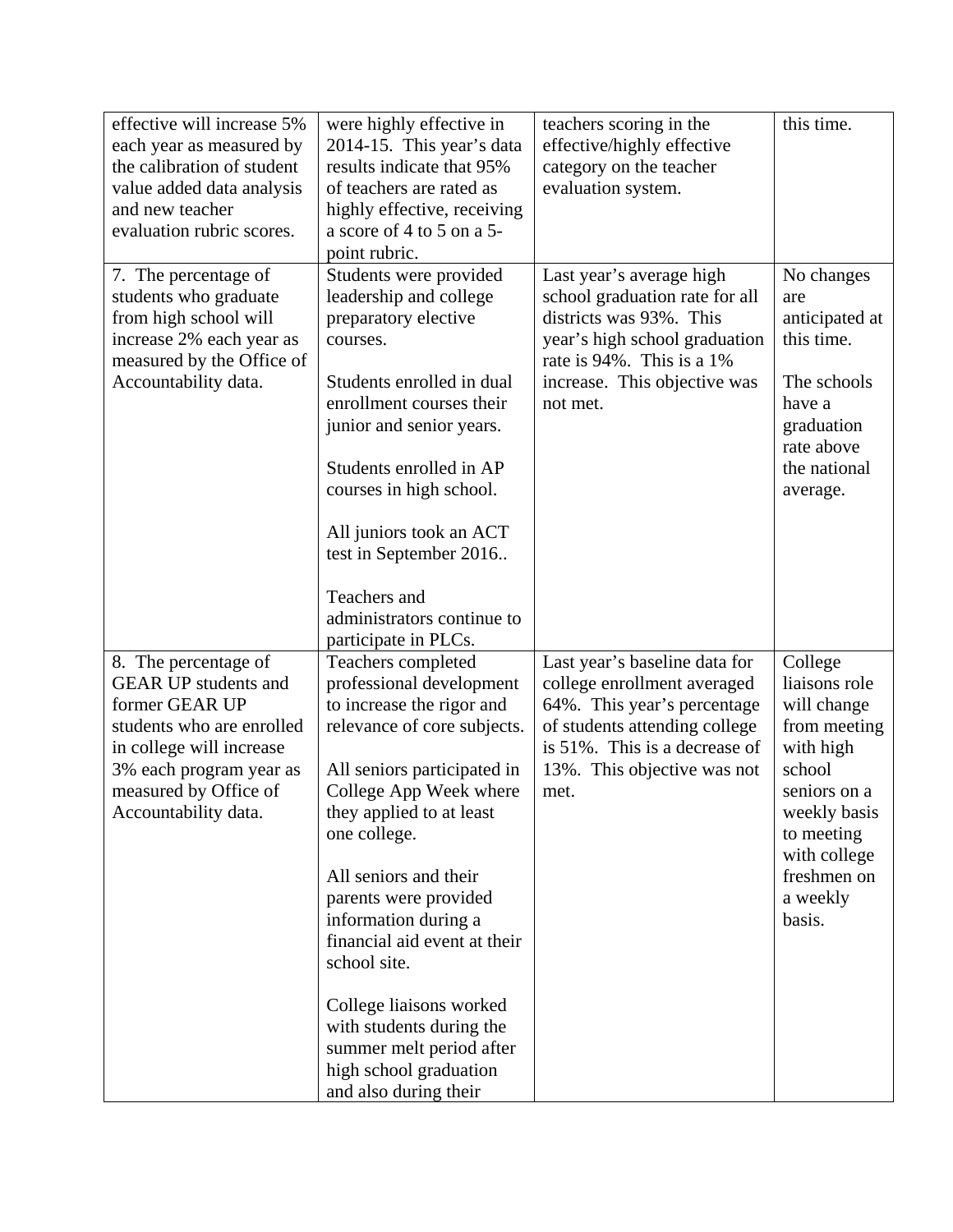| | | | |
|---|---|---|---|
| effective will increase 5% each year as measured by the calibration of student value added data analysis and new teacher evaluation rubric scores. | were highly effective in 2014-15. This year's data results indicate that 95% of teachers are rated as highly effective, receiving a score of 4 to 5 on a 5-point rubric. | teachers scoring in the effective/highly effective category on the teacher evaluation system. | this time. |
| 7. The percentage of students who graduate from high school will increase 2% each year as measured by the Office of Accountability data. | Students were provided leadership and college preparatory elective courses.<br><br>Students enrolled in dual enrollment courses their junior and senior years.<br><br>Students enrolled in AP courses in high school.<br><br>All juniors took an ACT test in September 2016..<br><br>Teachers and administrators continue to participate in PLCs. | Last year's average high school graduation rate for all districts was 93%. This year's high school graduation rate is 94%. This is a 1% increase. This objective was not met. | No changes are anticipated at this time.<br><br>The schools have a graduation rate above the national average. |
| 8. The percentage of GEAR UP students and former GEAR UP students who are enrolled in college will increase 3% each program year as measured by Office of Accountability data. | Teachers completed professional development to increase the rigor and relevance of core subjects.<br><br>All seniors participated in College App Week where they applied to at least one college.<br><br>All seniors and their parents were provided information during a financial aid event at their school site.<br><br>College liaisons worked with students during the summer melt period after high school graduation and also during their | Last year's baseline data for college enrollment averaged 64%. This year's percentage of students attending college is 51%. This is a decrease of 13%. This objective was not met. | College liaisons role will change from meeting with high school seniors on a weekly basis to meeting with college freshmen on a weekly basis. |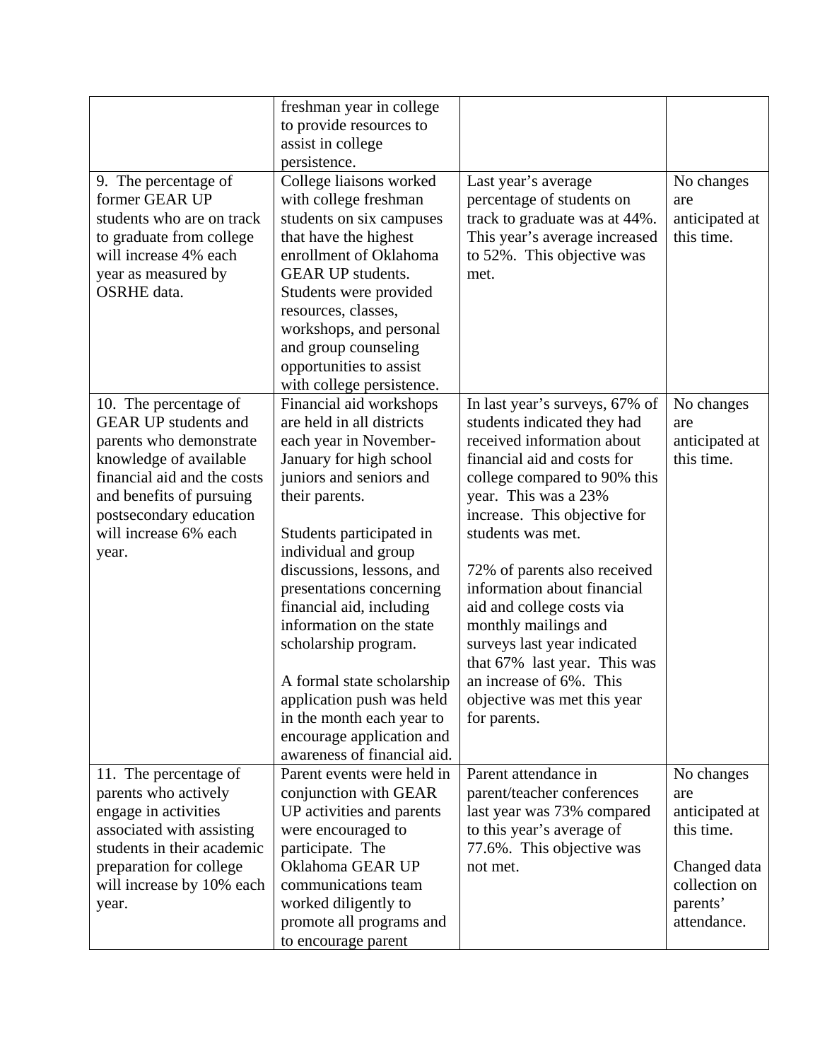| | | | |
|---|---|---|---|
| | freshman year in college to provide resources to assist in college persistence. | | |
| 9. The percentage of former GEAR UP students who are on track to graduate from college will increase 4% each year as measured by OSRHE data. | College liaisons worked with college freshman students on six campuses that have the highest enrollment of Oklahoma GEAR UP students. Students were provided resources, classes, workshops, and personal and group counseling opportunities to assist with college persistence. | Last year's average percentage of students on track to graduate was at 44%. This year's average increased to 52%. This objective was met. | No changes are anticipated at this time. |
| 10. The percentage of GEAR UP students and parents who demonstrate knowledge of available financial aid and the costs and benefits of pursuing postsecondary education will increase 6% each year. | Financial aid workshops are held in all districts each year in November-January for high school juniors and seniors and their parents.<br><br>Students participated in individual and group discussions, lessons, and presentations concerning financial aid, including information on the state scholarship program.<br><br>A formal state scholarship application push was held in the month each year to encourage application and awareness of financial aid. | In last year's surveys, 67% of students indicated they had received information about financial aid and costs for college compared to 90% this year. This was a 23% increase. This objective for students was met.<br><br>72% of parents also received information about financial aid and college costs via monthly mailings and surveys last year indicated that 67% last year. This was an increase of 6%. This objective was met this year for parents. | No changes are anticipated at this time. |
| 11. The percentage of parents who actively engage in activities associated with assisting students in their academic preparation for college will increase by 10% each year. | Parent events were held in conjunction with GEAR UP activities and parents were encouraged to participate. The Oklahoma GEAR UP communications team worked diligently to promote all programs and to encourage parent | Parent attendance in parent/teacher conferences last year was 73% compared to this year's average of 77.6%. This objective was not met. | No changes are anticipated at this time.<br><br>Changed data collection on parents' attendance. |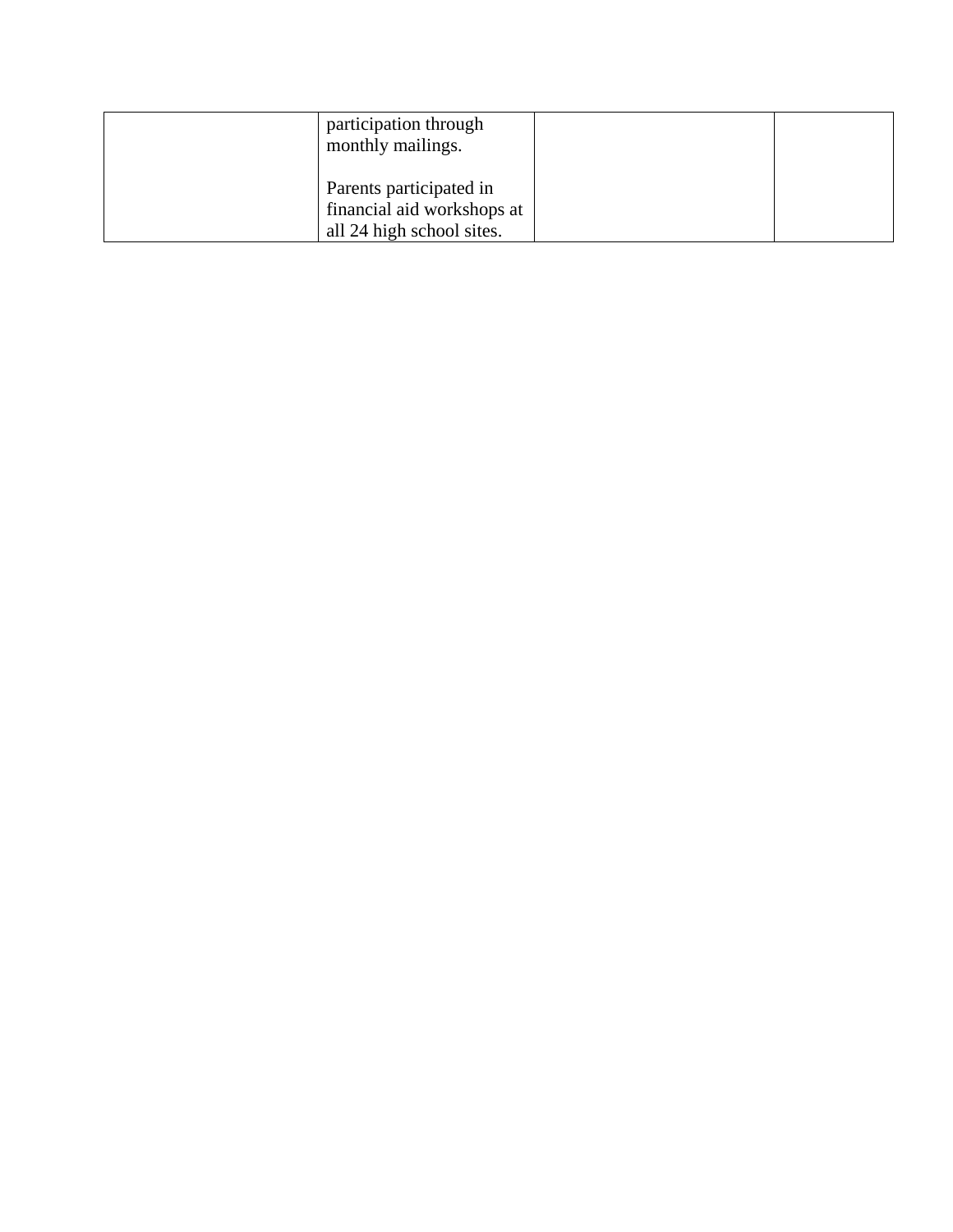| | | | |
|---|---|---|---|
| | participation through monthly mailings.<br><br>Parents participated in financial aid workshops at all 24 high school sites. | | |